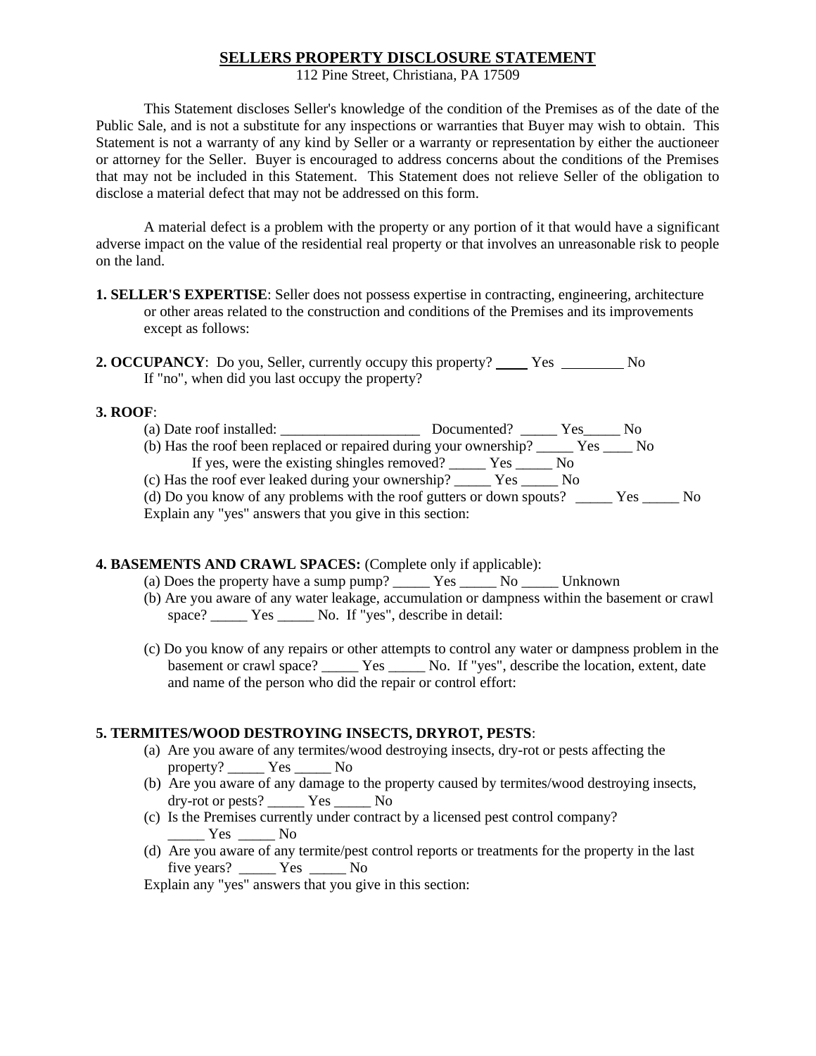# SELLERS PROPERTY DISCLOSURE STATEMENT

112 Pine Street, Christiana, PA 17509

This Statement discloses Seller's knowledge of the condition of the Premises as of the date of the Public Sale, and is not a substitute for any inspections or warranties that Buyer may wish to obtain. This Statement is not a warranty of any kind by Seller or a warranty or representation by either the auctioneer or attorney for the Seller. Buyer is encouraged to address concerns about the conditions of the Premises that may not be included in this Statement. This Statement does not relieve Seller of the obligation to disclose a material defect that may not be addressed on this form.

A material defect is a problem with the property or any portion of it that would have a significant adverse impact on the value of the residential real property or that involves an unreasonable risk to people on the land.

**1. SELLER'S EXPERTISE**: Seller does not possess expertise in contracting, engineering, architecture or other areas related to the construction and conditions of the Premises and its improvements except as follows:

**2. OCCUPANCY**: Do you, Seller, currently occupy this property? ____ Yes ________ No
If "no", when did you last occupy the property?

**3. ROOF**:

(a) Date roof installed: ___________________ Documented? _____ Yes_____ No

(b) Has the roof been replaced or repaired during your ownership? _____ Yes ____ No
If yes, were the existing shingles removed? _____ Yes _____ No

(c) Has the roof ever leaked during your ownership? _____ Yes _____ No

(d) Do you know of any problems with the roof gutters or down spouts? _____ Yes _____ No

Explain any "yes" answers that you give in this section:

**4. BASEMENTS AND CRAWL SPACES:** (Complete only if applicable):

(a) Does the property have a sump pump? _____ Yes _____ No _____ Unknown

(b) Are you aware of any water leakage, accumulation or dampness within the basement or crawl space? _____ Yes _____ No. If "yes", describe in detail:

(c) Do you know of any repairs or other attempts to control any water or dampness problem in the basement or crawl space? _____ Yes _____ No. If "yes", describe the location, extent, date and name of the person who did the repair or control effort:

**5. TERMITES/WOOD DESTROYING INSECTS, DRYROT, PESTS**:

(a) Are you aware of any termites/wood destroying insects, dry-rot or pests affecting the property? _____ Yes _____ No

(b) Are you aware of any damage to the property caused by termites/wood destroying insects, dry-rot or pests? _____ Yes _____ No

(c) Is the Premises currently under contract by a licensed pest control company? _____ Yes _____ No

(d) Are you aware of any termite/pest control reports or treatments for the property in the last five years? _____ Yes _____ No

Explain any "yes" answers that you give in this section: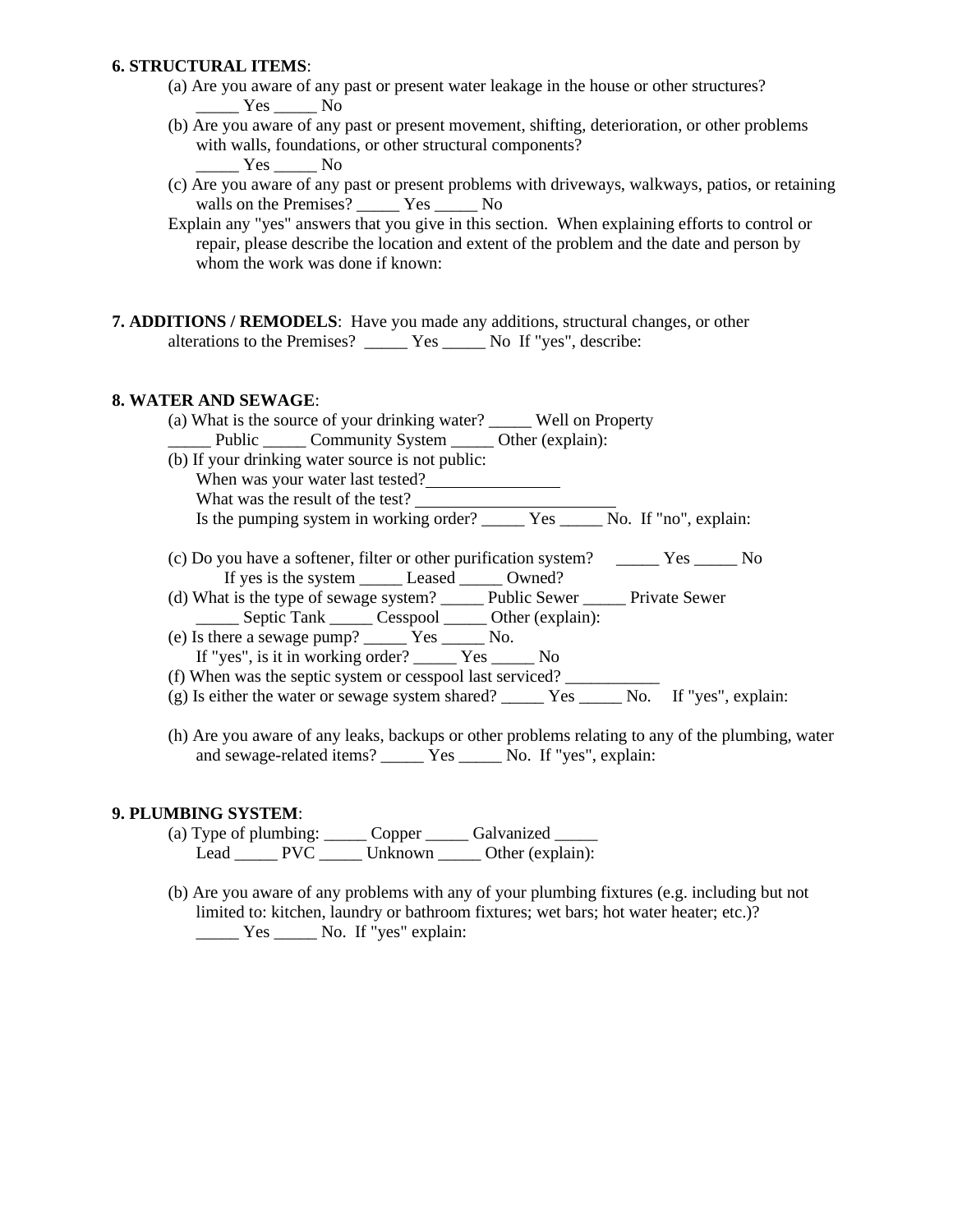**6. STRUCTURAL ITEMS**:

(a) Are you aware of any past or present water leakage in the house or other structures?
_____ Yes _____ No

(b) Are you aware of any past or present movement, shifting, deterioration, or other problems with walls, foundations, or other structural components?
_____ Yes _____ No

(c) Are you aware of any past or present problems with driveways, walkways, patios, or retaining walls on the Premises? _____ Yes _____ No

Explain any "yes" answers that you give in this section. When explaining efforts to control or repair, please describe the location and extent of the problem and the date and person by whom the work was done if known:

**7. ADDITIONS / REMODELS**: Have you made any additions, structural changes, or other alterations to the Premises? _____ Yes _____ No If "yes", describe:

**8. WATER AND SEWAGE**:

(a) What is the source of your drinking water? _____ Well on Property
_____ Public _____ Community System _____ Other (explain):

(b) If your drinking water source is not public:
When was your water last tested?________________
What was the result of the test? ________________________
Is the pumping system in working order? _____ Yes _____ No. If "no", explain:

(c) Do you have a softener, filter or other purification system? _____ Yes _____ No
If yes is the system _____ Leased _____ Owned?

(d) What is the type of sewage system? _____ Public Sewer _____ Private Sewer
_____ Septic Tank _____ Cesspool _____ Other (explain):

(e) Is there a sewage pump? _____ Yes _____ No.
If "yes", is it in working order? _____ Yes _____ No

(f) When was the septic system or cesspool last serviced? ___________

(g) Is either the water or sewage system shared? _____ Yes _____ No. If "yes", explain:

(h) Are you aware of any leaks, backups or other problems relating to any of the plumbing, water and sewage-related items? _____ Yes _____ No. If "yes", explain:

**9. PLUMBING SYSTEM**:

(a) Type of plumbing: _____ Copper _____ Galvanized _____
Lead _____ PVC _____ Unknown _____ Other (explain):

(b) Are you aware of any problems with any of your plumbing fixtures (e.g. including but not limited to: kitchen, laundry or bathroom fixtures; wet bars; hot water heater; etc.)?
_____ Yes _____ No. If "yes" explain: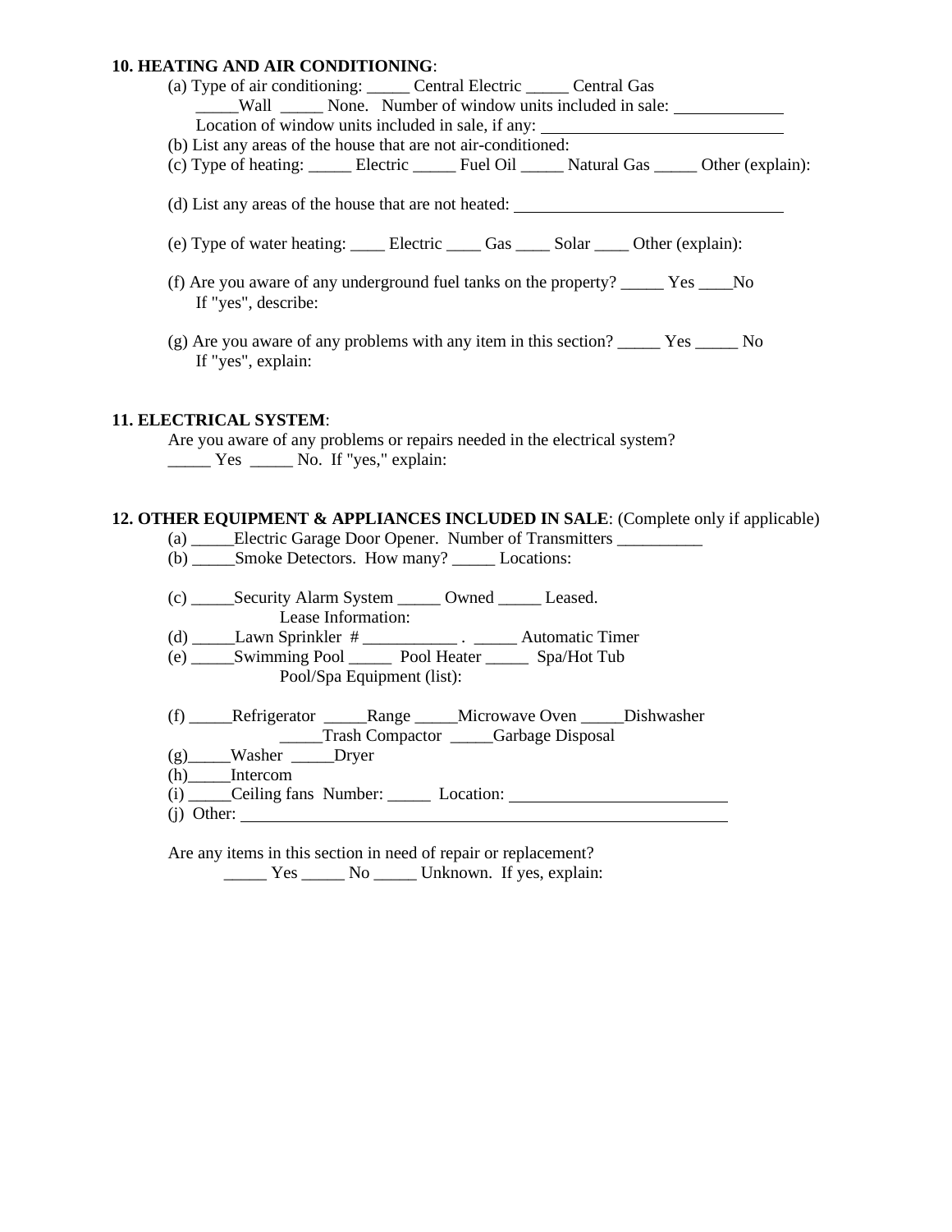**10. HEATING AND AIR CONDITIONING**:

(a) Type of air conditioning: _____ Central Electric _____ Central Gas
_____Wall _____ None. Number of window units included in sale: ____________
Location of window units included in sale, if any: ____________________________

(b) List any areas of the house that are not air-conditioned:

(c) Type of heating: _____ Electric _____ Fuel Oil _____ Natural Gas _____ Other (explain):

(d) List any areas of the house that are not heated: _______________________________

(e) Type of water heating: ____ Electric ____ Gas ____ Solar ____ Other (explain):

(f) Are you aware of any underground fuel tanks on the property? _____ Yes ____No
If "yes", describe:

(g) Are you aware of any problems with any item in this section? _____ Yes _____ No
If "yes", explain:

**11. ELECTRICAL SYSTEM**:

Are you aware of any problems or repairs needed in the electrical system?
_____ Yes _____ No. If "yes," explain:

**12. OTHER EQUIPMENT & APPLIANCES INCLUDED IN SALE**: (Complete only if applicable)

(a) _____Electric Garage Door Opener. Number of Transmitters __________

(b) _____Smoke Detectors. How many? _____ Locations:

(c) _____Security Alarm System _____ Owned _____ Leased.
Lease Information:

(d) _____Lawn Sprinkler # ___________ . _____ Automatic Timer

(e) _____Swimming Pool _____ Pool Heater _____ Spa/Hot Tub
Pool/Spa Equipment (list):

(f) _____Refrigerator _____Range _____Microwave Oven _____Dishwasher
_____Trash Compactor _____Garbage Disposal

(g)_____Washer _____Dryer

(h)_____Intercom

(i) _____Ceiling fans Number: _____ Location: _________________________

(j) Other: ___________________________________________________________

Are any items in this section in need of repair or replacement?
_____ Yes _____ No _____ Unknown. If yes, explain: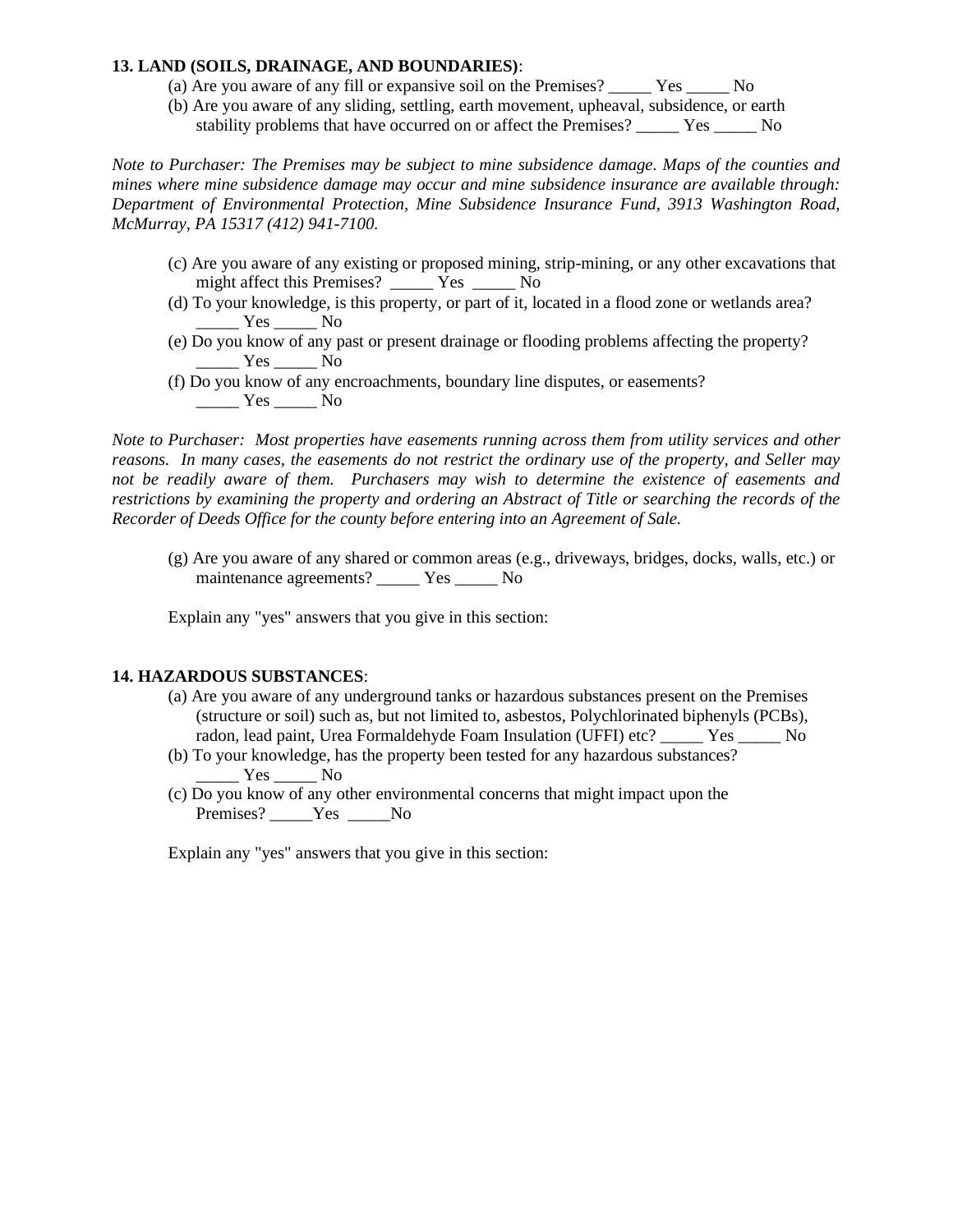**13. LAND (SOILS, DRAINAGE, AND BOUNDARIES)**:

(a) Are you aware of any fill or expansive soil on the Premises? _____ Yes _____ No

(b) Are you aware of any sliding, settling, earth movement, upheaval, subsidence, or earth stability problems that have occurred on or affect the Premises? _____ Yes _____ No

*Note to Purchaser: The Premises may be subject to mine subsidence damage. Maps of the counties and mines where mine subsidence damage may occur and mine subsidence insurance are available through: Department of Environmental Protection, Mine Subsidence Insurance Fund, 3913 Washington Road, McMurray, PA 15317 (412) 941-7100.*

(c) Are you aware of any existing or proposed mining, strip-mining, or any other excavations that might affect this Premises? _____ Yes _____ No

(d) To your knowledge, is this property, or part of it, located in a flood zone or wetlands area? _____ Yes _____ No

(e) Do you know of any past or present drainage or flooding problems affecting the property? _____ Yes _____ No

(f) Do you know of any encroachments, boundary line disputes, or easements? _____ Yes _____ No

*Note to Purchaser: Most properties have easements running across them from utility services and other reasons. In many cases, the easements do not restrict the ordinary use of the property, and Seller may not be readily aware of them. Purchasers may wish to determine the existence of easements and restrictions by examining the property and ordering an Abstract of Title or searching the records of the Recorder of Deeds Office for the county before entering into an Agreement of Sale.*

(g) Are you aware of any shared or common areas (e.g., driveways, bridges, docks, walls, etc.) or maintenance agreements? _____ Yes _____ No

Explain any "yes" answers that you give in this section:

**14. HAZARDOUS SUBSTANCES**:

(a) Are you aware of any underground tanks or hazardous substances present on the Premises (structure or soil) such as, but not limited to, asbestos, Polychlorinated biphenyls (PCBs), radon, lead paint, Urea Formaldehyde Foam Insulation (UFFI) etc? _____ Yes _____ No

(b) To your knowledge, has the property been tested for any hazardous substances? _____ Yes _____ No

(c) Do you know of any other environmental concerns that might impact upon the Premises? _____Yes _____No

Explain any "yes" answers that you give in this section: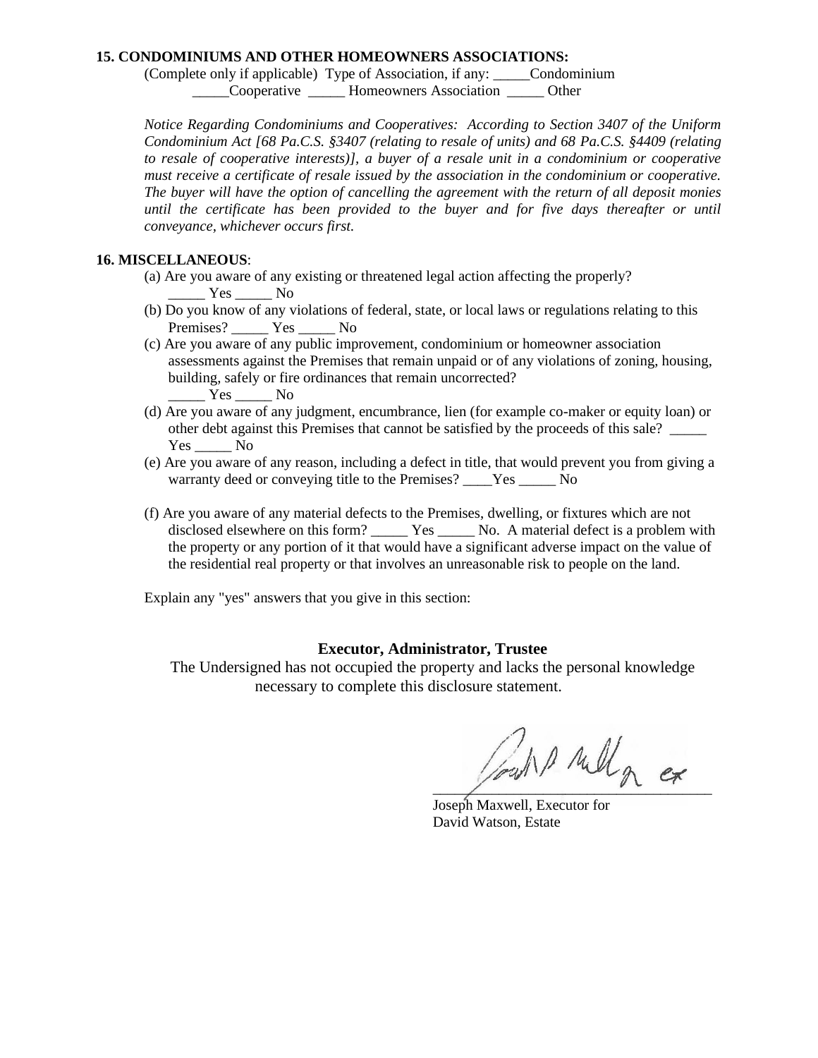**15. CONDOMINIUMS AND OTHER HOMEOWNERS ASSOCIATIONS:**

(Complete only if applicable) Type of Association, if any: _____Condominium _____Cooperative _____ Homeowners Association _____ Other

*Notice Regarding Condominiums and Cooperatives: According to Section 3407 of the Uniform Condominium Act [68 Pa.C.S. §3407 (relating to resale of units) and 68 Pa.C.S. §4409 (relating to resale of cooperative interests)], a buyer of a resale unit in a condominium or cooperative must receive a certificate of resale issued by the association in the condominium or cooperative. The buyer will have the option of cancelling the agreement with the return of all deposit monies until the certificate has been provided to the buyer and for five days thereafter or until conveyance, whichever occurs first.*

**16. MISCELLANEOUS**:

(a) Are you aware of any existing or threatened legal action affecting the properly? _____ Yes _____ No

(b) Do you know of any violations of federal, state, or local laws or regulations relating to this Premises? _____ Yes _____ No

(c) Are you aware of any public improvement, condominium or homeowner association assessments against the Premises that remain unpaid or of any violations of zoning, housing, building, safely or fire ordinances that remain uncorrected? _____ Yes _____ No

(d) Are you aware of any judgment, encumbrance, lien (for example co-maker or equity loan) or other debt against this Premises that cannot be satisfied by the proceeds of this sale? _____ Yes _____ No

(e) Are you aware of any reason, including a defect in title, that would prevent you from giving a warranty deed or conveying title to the Premises? ____Yes _____ No

(f) Are you aware of any material defects to the Premises, dwelling, or fixtures which are not disclosed elsewhere on this form? _____ Yes _____ No. A material defect is a problem with the property or any portion of it that would have a significant adverse impact on the value of the residential real property or that involves an unreasonable risk to people on the land.

Explain any "yes" answers that you give in this section:

**Executor, Administrator, Trustee**

The Undersigned has not occupied the property and lacks the personal knowledge necessary to complete this disclosure statement.

_____________________________________

Joseph Maxwell, Executor for
David Watson, Estate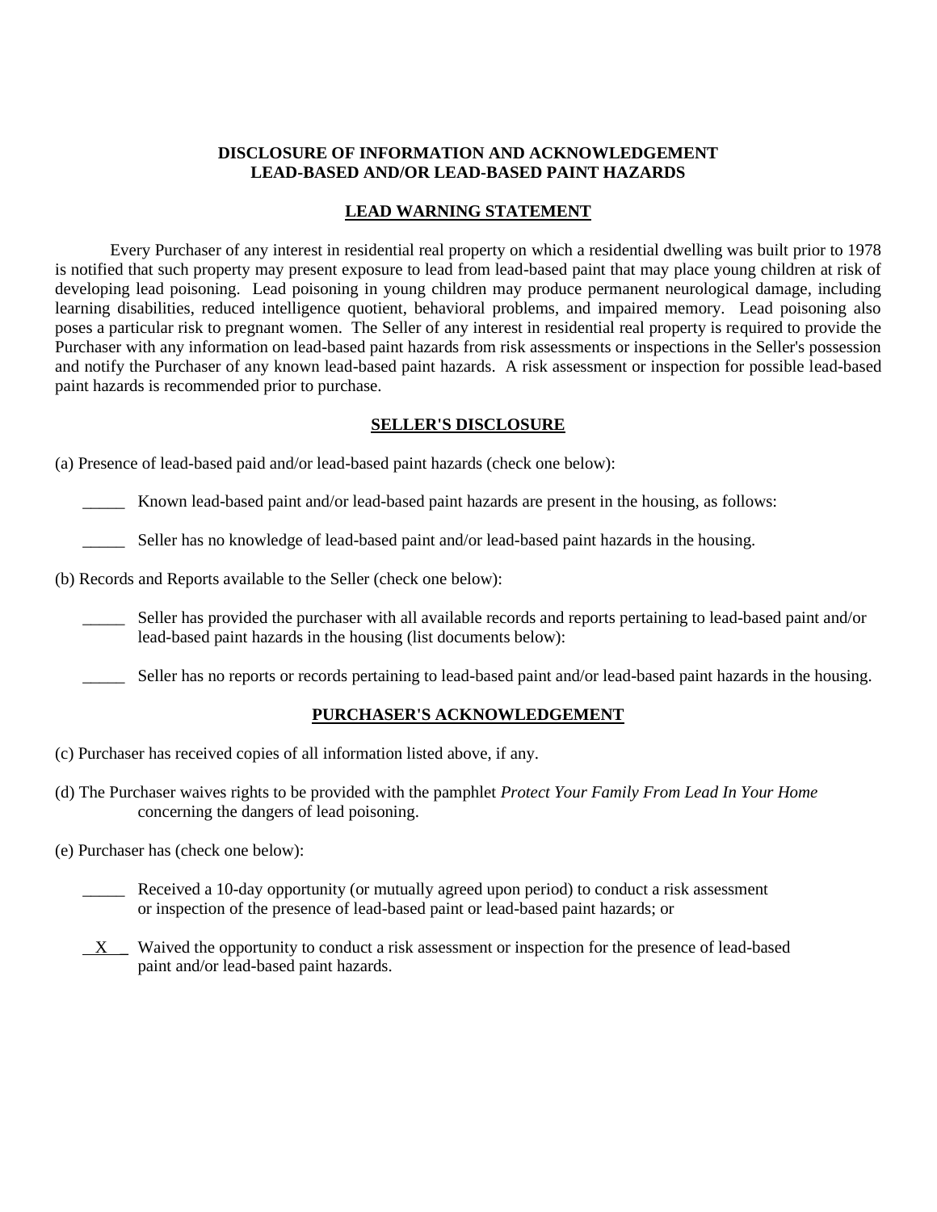**DISCLOSURE OF INFORMATION AND ACKNOWLEDGEMENT**
**LEAD-BASED AND/OR LEAD-BASED PAINT HAZARDS**

**LEAD WARNING STATEMENT**

Every Purchaser of any interest in residential real property on which a residential dwelling was built prior to 1978 is notified that such property may present exposure to lead from lead-based paint that may place young children at risk of developing lead poisoning. Lead poisoning in young children may produce permanent neurological damage, including learning disabilities, reduced intelligence quotient, behavioral problems, and impaired memory. Lead poisoning also poses a particular risk to pregnant women. The Seller of any interest in residential real property is required to provide the Purchaser with any information on lead-based paint hazards from risk assessments or inspections in the Seller's possession and notify the Purchaser of any known lead-based paint hazards. A risk assessment or inspection for possible lead-based paint hazards is recommended prior to purchase.

**SELLER'S DISCLOSURE**

(a) Presence of lead-based paid and/or lead-based paint hazards (check one below):

_____ Known lead-based paint and/or lead-based paint hazards are present in the housing, as follows:

_____ Seller has no knowledge of lead-based paint and/or lead-based paint hazards in the housing.

(b) Records and Reports available to the Seller (check one below):

_____ Seller has provided the purchaser with all available records and reports pertaining to lead-based paint and/or lead-based paint hazards in the housing (list documents below):

_____ Seller has no reports or records pertaining to lead-based paint and/or lead-based paint hazards in the housing.

**PURCHASER'S ACKNOWLEDGEMENT**

(c) Purchaser has received copies of all information listed above, if any.

(d) The Purchaser waives rights to be provided with the pamphlet *Protect Your Family From Lead In Your Home* concerning the dangers of lead poisoning.

(e) Purchaser has (check one below):

_____ Received a 10-day opportunity (or mutually agreed upon period) to conduct a risk assessment or inspection of the presence of lead-based paint or lead-based paint hazards; or

__X__ Waived the opportunity to conduct a risk assessment or inspection for the presence of lead-based paint and/or lead-based paint hazards.